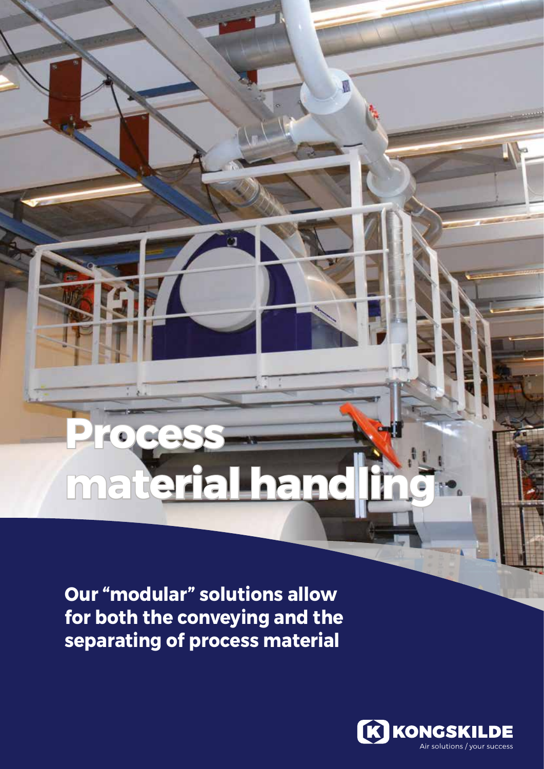# Process material handling

**Our "modular" solutions allow for both the conveying and the separating of process material**

KONGSKILDE
Air solutions / your success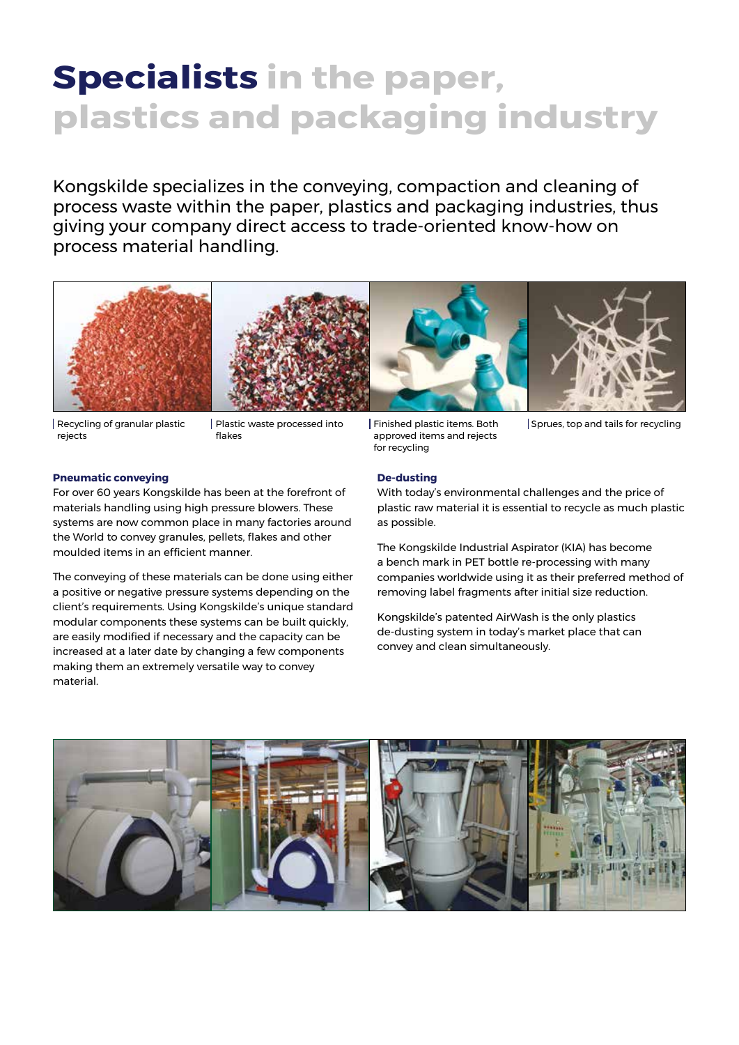# Specialists in the paper, plastics and packaging industry

Kongskilde specializes in the conveying, compaction and cleaning of process waste within the paper, plastics and packaging industries, thus giving your company direct access to trade-oriented know-how on process material handling.

Recycling of granular plastic rejects

Plastic waste processed into flakes

Finished plastic items. Both approved items and rejects for recycling

Sprues, top and tails for recycling

### Pneumatic conveying

For over 60 years Kongskilde has been at the forefront of materials handling using high pressure blowers. These systems are now common place in many factories around the World to convey granules, pellets, flakes and other moulded items in an efficient manner.

The conveying of these materials can be done using either a positive or negative pressure systems depending on the client's requirements. Using Kongskilde's unique standard modular components these systems can be built quickly, are easily modified if necessary and the capacity can be increased at a later date by changing a few components making them an extremely versatile way to convey material.

### De-dusting

With today's environmental challenges and the price of plastic raw material it is essential to recycle as much plastic as possible.

The Kongskilde Industrial Aspirator (KIA) has become a bench mark in PET bottle re-processing with many companies worldwide using it as their preferred method of removing label fragments after initial size reduction.

Kongskilde's patented AirWash is the only plastics de-dusting system in today's market place that can convey and clean simultaneously.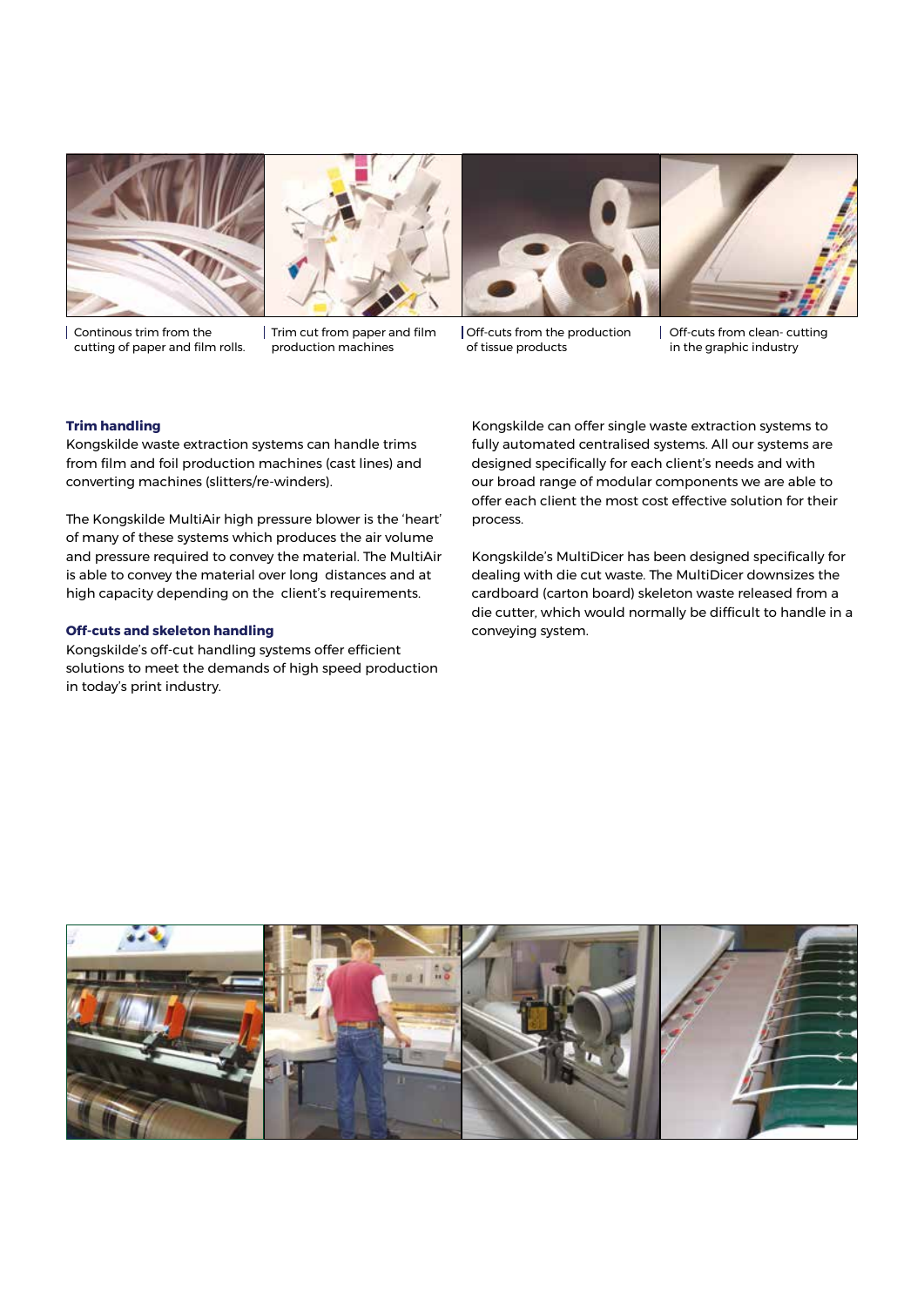Continous trim from the cutting of paper and film rolls.

Trim cut from paper and film production machines

Off-cuts from the production of tissue products

Off-cuts from clean- cutting in the graphic industry

**Trim handling**

Kongskilde waste extraction systems can handle trims from film and foil production machines (cast lines) and converting machines (slitters/re-winders).

The Kongskilde MultiAir high pressure blower is the 'heart' of many of these systems which produces the air volume and pressure required to convey the material. The MultiAir is able to convey the material over long distances and at high capacity depending on the client's requirements.

**Off-cuts and skeleton handling**

Kongskilde's off-cut handling systems offer efficient solutions to meet the demands of high speed production in today's print industry.

Kongskilde can offer single waste extraction systems to fully automated centralised systems. All our systems are designed specifically for each client's needs and with our broad range of modular components we are able to offer each client the most cost effective solution for their process.

Kongskilde's MultiDicer has been designed specifically for dealing with die cut waste. The MultiDicer downsizes the cardboard (carton board) skeleton waste released from a die cutter, which would normally be difficult to handle in a conveying system.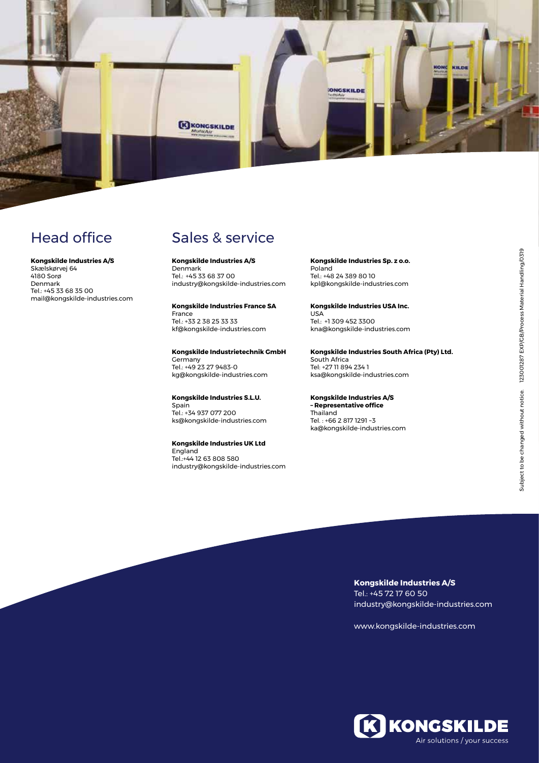## Head office

**Kongskilde Industries A/S**
Skælskørvej 64
4180 Sorø
Denmark
Tel.: +45 33 68 35 00
mail@kongskilde-industries.com

## Sales & service

**Kongskilde Industries A/S**
Denmark
Tel.: +45 33 68 37 00
industry@kongskilde-industries.com

**Kongskilde Industries France SA**
France
Tel.: +33 2 38 25 33 33
kf@kongskilde-industries.com

**Kongskilde Industrietechnik GmbH**
Germany
Tel.: +49 23 27 9483-0
kg@kongskilde-industries.com

**Kongskilde Industries S.L.U.**
Spain
Tel.: +34 937 077 200
ks@kongskilde-industries.com

**Kongskilde Industries UK Ltd**
England
Tel.:+44 12 63 808 580
industry@kongskilde-industries.com

**Kongskilde Industries Sp. z o.o.**
Poland
Tel.: +48 24 389 80 10
kpl@kongskilde-industries.com

**Kongskilde Industries USA Inc.**
USA
Tel.: +1 309 452 3300
kna@kongskilde-industries.com

**Kongskilde Industries South Africa (Pty) Ltd.**
South Africa
Tel: +27 11 894 234 1
ksa@kongskilde-industries.com

**Kongskilde Industries A/S – Representative office**
Thailand
Tel. : +66 2 817 1291 ~3
ka@kongskilde-industries.com

Subject to be changed without notice. 123001287 EXP/GB/Process Material Handling/0319

**Kongskilde Industries A/S**
Tel.: +45 72 17 60 50
industry@kongskilde-industries.com

www.kongskilde-industries.com

KONGSKILDE
Air solutions / your success